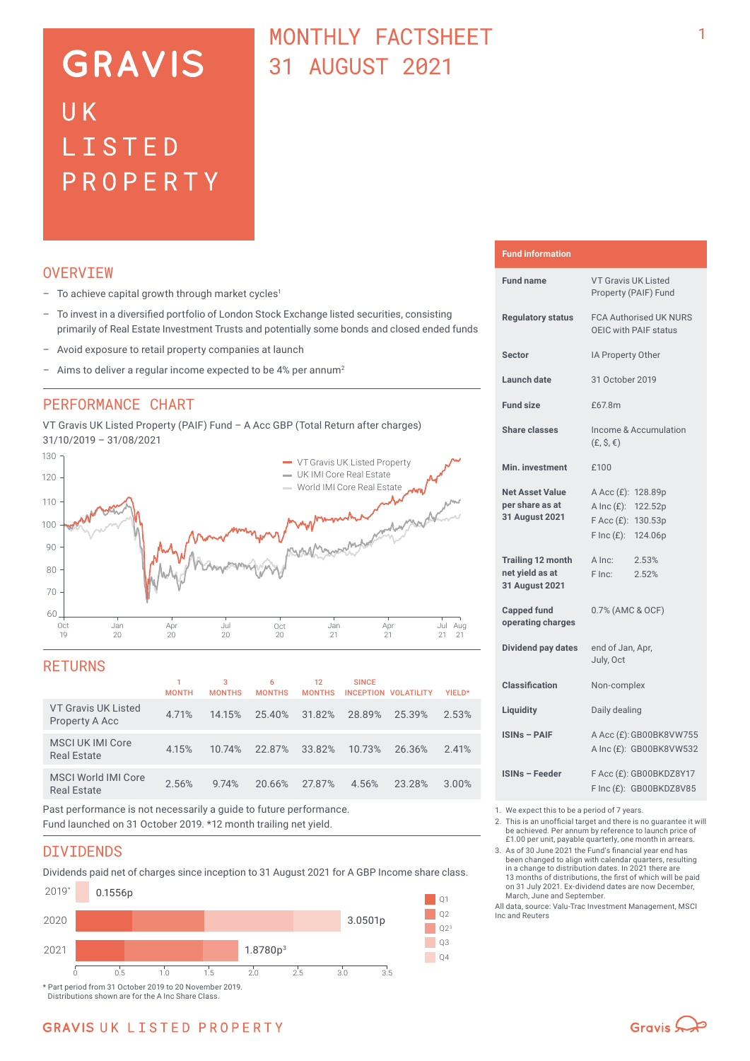# GRAVIS UK LISTED PROPERTY

## MONTHLY FACTSHEET 31 AUGUST 2021

## OVERVIEW

- To achieve capital growth through market cycles[1]
- To invest in a diversified portfolio of London Stock Exchange listed securities, consisting primarily of Real Estate Investment Trusts and potentially some bonds and closed ended funds
- Avoid exposure to retail property companies at launch
- Aims to deliver a regular income expected to be 4% per annum[2]

## PERFORMANCE CHART

VT Gravis UK Listed Property (PAIF) Fund – A Acc GBP (Total Return after charges)
31/10/2019 – 31/08/2021

## RETURNS

| | 1 MONTH | 3 MONTHS | 6 MONTHS | 12 MONTHS | SINCE INCEPTION | VOLATILITY | YIELD* |
|---|---|---|---|---|---|---|---|
| VT Gravis UK Listed Property A Acc | 4.71% | 14.15% | 25.40% | 31.82% | 28.89% | 25.39% | 2.53% |
| MSCI UK IMI Core Real Estate | 4.15% | 10.74% | 22.87% | 33.82% | 10.73% | 26.36% | 2.41% |
| MSCI World IMI Core Real Estate | 2.56% | 9.74% | 20.66% | 27.87% | 4.56% | 23.28% | 3.00% |

Past performance is not necessarily a guide to future performance.
Fund launched on 31 October 2019. *12 month trailing net yield.

## DIVIDENDS

Dividends paid net of charges since inception to 31 August 2021 for A GBP Income share class.

| Year | Total |
|---|---|
| 2019* | 0.1556p |
| 2020 | 3.0501p |
| 2021 | 1.8780p[3] |

\* Part period from 31 October 2019 to 20 November 2019.
Distributions shown are for the A Inc Share Class.

## Fund information

| | |
|---|---|
| Fund name | VT Gravis UK Listed Property (PAIF) Fund |
| Regulatory status | FCA Authorised UK NURS OEIC with PAIF status |
| Sector | IA Property Other |
| Launch date | 31 October 2019 |
| Fund size | £67.8m |
| Share classes | Income & Accumulation (£, $, €) |
| Min. investment | £100 |
| Net Asset Value per share as at 31 August 2021 | A Acc (£): 128.89p<br>A Inc (£): 122.52p<br>F Acc (£): 130.53p<br>F Inc (£): 124.06p |
| Trailing 12 month net yield as at 31 August 2021 | A Inc: 2.53%<br>F Inc: 2.52% |
| Capped fund operating charges | 0.7% (AMC & OCF) |
| Dividend pay dates | end of Jan, Apr, July, Oct |
| Classification | Non-complex |
| Liquidity | Daily dealing |
| ISINs – PAIF | A Acc (£): GB00BK8VW755<br>A Inc (£): GB00BK8VW532 |
| ISINs – Feeder | F Acc (£): GB00BKDZ8Y17<br>F Inc (£): GB00BKDZ8V85 |

1. We expect this to be a period of 7 years.
2. This is an unofficial target and there is no guarantee it will be achieved. Per annum by reference to launch price of £1.00 per unit, payable quarterly, one month in arrears.
3. As of 30 June 2021 the Fund's financial year end has been changed to align with calendar quarters, resulting in a change to distribution dates. In 2021 there are 13 months of distributions, the first of which will be paid on 31 July 2021. Ex-dividend dates are now December, March, June and September.

All data, source: Valu-Trac Investment Management, MSCI Inc and Reuters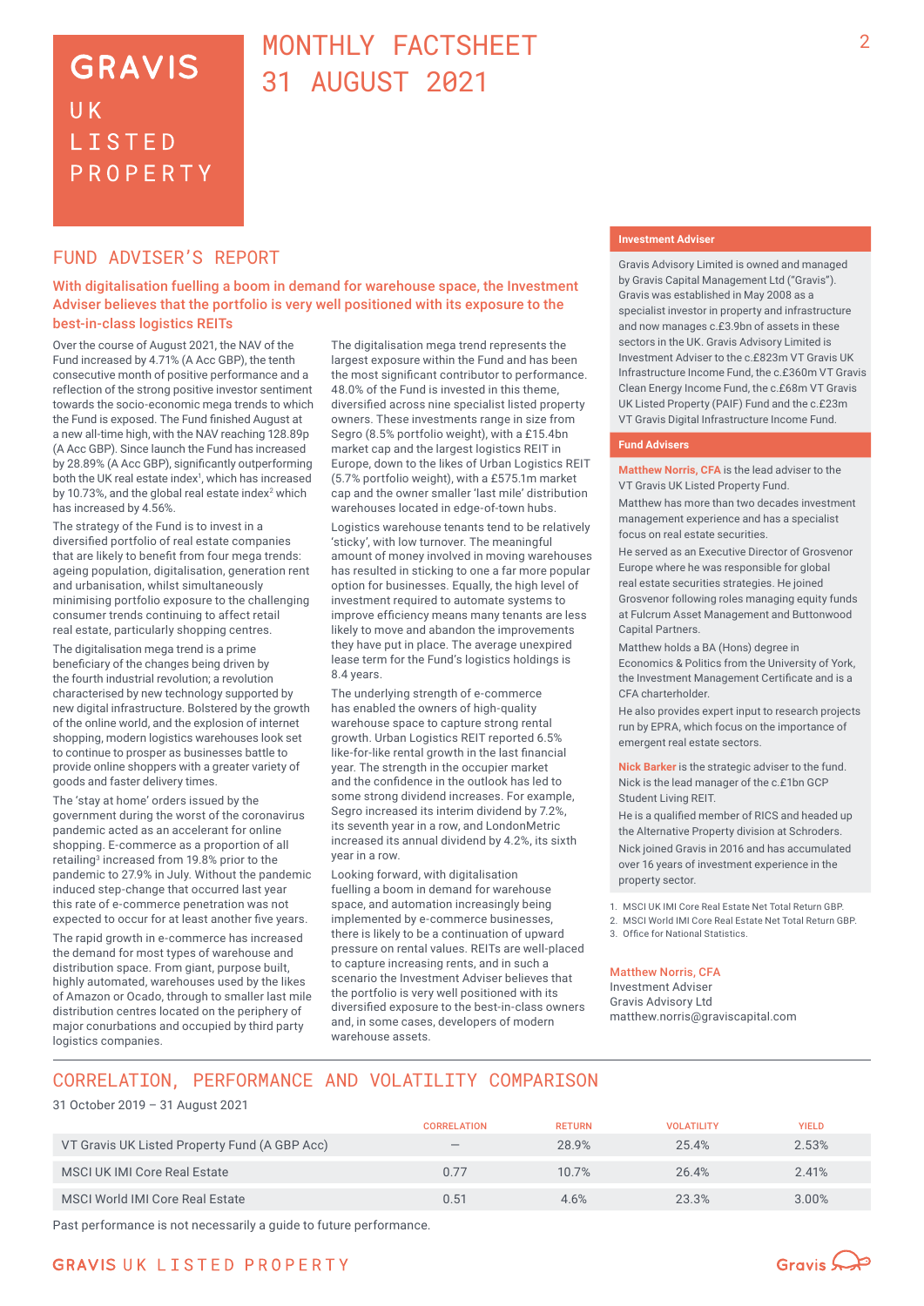# GRAVIS UK LISTED PROPERTY

# MONTHLY FACTSHEET 31 AUGUST 2021

## FUND ADVISER'S REPORT

**With digitalisation fuelling a boom in demand for warehouse space, the Investment Adviser believes that the portfolio is very well positioned with its exposure to the best-in-class logistics REITs**

Over the course of August 2021, the NAV of the Fund increased by 4.71% (A Acc GBP), the tenth consecutive month of positive performance and a reflection of the strong positive investor sentiment towards the socio-economic mega trends to which the Fund is exposed. The Fund finished August at a new all-time high, with the NAV reaching 128.89p (A Acc GBP). Since launch the Fund has increased by 28.89% (A Acc GBP), significantly outperforming both the UK real estate index[1], which has increased by 10.73%, and the global real estate index[2] which has increased by 4.56%.

The strategy of the Fund is to invest in a diversified portfolio of real estate companies that are likely to benefit from four mega trends: ageing population, digitalisation, generation rent and urbanisation, whilst simultaneously minimising portfolio exposure to the challenging consumer trends continuing to affect retail real estate, particularly shopping centres.

The digitalisation mega trend is a prime beneficiary of the changes being driven by the fourth industrial revolution; a revolution characterised by new technology supported by new digital infrastructure. Bolstered by the growth of the online world, and the explosion of internet shopping, modern logistics warehouses look set to continue to prosper as businesses battle to provide online shoppers with a greater variety of goods and faster delivery times.

The 'stay at home' orders issued by the government during the worst of the coronavirus pandemic acted as an accelerant for online shopping. E-commerce as a proportion of all retailing[3] increased from 19.8% prior to the pandemic to 27.9% in July. Without the pandemic induced step-change that occurred last year this rate of e-commerce penetration was not expected to occur for at least another five years.

The rapid growth in e-commerce has increased the demand for most types of warehouse and distribution space. From giant, purpose built, highly automated, warehouses used by the likes of Amazon or Ocado, through to smaller last mile distribution centres located on the periphery of major conurbations and occupied by third party logistics companies.

The digitalisation mega trend represents the largest exposure within the Fund and has been the most significant contributor to performance. 48.0% of the Fund is invested in this theme, diversified across nine specialist listed property owners. These investments range in size from Segro (8.5% portfolio weight), with a £15.4bn market cap and the largest logistics REIT in Europe, down to the likes of Urban Logistics REIT (5.7% portfolio weight), with a £575.1m market cap and the owner smaller 'last mile' distribution warehouses located in edge-of-town hubs.

Logistics warehouse tenants tend to be relatively 'sticky', with low turnover. The meaningful amount of money involved in moving warehouses has resulted in sticking to one a far more popular option for businesses. Equally, the high level of investment required to automate systems to improve efficiency means many tenants are less likely to move and abandon the improvements they have put in place. The average unexpired lease term for the Fund's logistics holdings is 8.4 years.

The underlying strength of e-commerce has enabled the owners of high-quality warehouse space to capture strong rental growth. Urban Logistics REIT reported 6.5% like-for-like rental growth in the last financial year. The strength in the occupier market and the confidence in the outlook has led to some strong dividend increases. For example, Segro increased its interim dividend by 7.2%, its seventh year in a row, and LondonMetric increased its annual dividend by 4.2%, its sixth year in a row.

Looking forward, with digitalisation fuelling a boom in demand for warehouse space, and automation increasingly being implemented by e-commerce businesses, there is likely to be a continuation of upward pressure on rental values. REITs are well-placed to capture increasing rents, and in such a scenario the Investment Adviser believes that the portfolio is very well positioned with its diversified exposure to the best-in-class owners and, in some cases, developers of modern warehouse assets.

### Investment Adviser

Gravis Advisory Limited is owned and managed by Gravis Capital Management Ltd ("Gravis"). Gravis was established in May 2008 as a specialist investor in property and infrastructure and now manages c.£3.9bn of assets in these sectors in the UK. Gravis Advisory Limited is Investment Adviser to the c.£823m VT Gravis UK Infrastructure Income Fund, the c.£360m VT Gravis Clean Energy Income Fund, the c.£68m VT Gravis UK Listed Property (PAIF) Fund and the c.£23m VT Gravis Digital Infrastructure Income Fund.

### Fund Advisers

**Matthew Norris, CFA** is the lead adviser to the VT Gravis UK Listed Property Fund.

Matthew has more than two decades investment management experience and has a specialist focus on real estate securities.

He served as an Executive Director of Grosvenor Europe where he was responsible for global real estate securities strategies. He joined Grosvenor following roles managing equity funds at Fulcrum Asset Management and Buttonwood Capital Partners.

Matthew holds a BA (Hons) degree in Economics & Politics from the University of York, the Investment Management Certificate and is a CFA charterholder.

He also provides expert input to research projects run by EPRA, which focus on the importance of emergent real estate sectors.

**Nick Barker** is the strategic adviser to the fund. Nick is the lead manager of the c.£1bn GCP Student Living REIT.

He is a qualified member of RICS and headed up the Alternative Property division at Schroders.

Nick joined Gravis in 2016 and has accumulated over 16 years of investment experience in the property sector.

1. MSCI UK IMI Core Real Estate Net Total Return GBP.
2. MSCI World IMI Core Real Estate Net Total Return GBP.
3. Office for National Statistics.

**Matthew Norris, CFA**
Investment Adviser
Gravis Advisory Ltd
matthew.norris@graviscapital.com

## CORRELATION, PERFORMANCE AND VOLATILITY COMPARISON

31 October 2019 – 31 August 2021

| | CORRELATION | RETURN | VOLATILITY | YIELD |
|---|---|---|---|---|
| VT Gravis UK Listed Property Fund (A GBP Acc) | – | 28.9% | 25.4% | 2.53% |
| MSCI UK IMI Core Real Estate | 0.77 | 10.7% | 26.4% | 2.41% |
| MSCI World IMI Core Real Estate | 0.51 | 4.6% | 23.3% | 3.00% |

Past performance is not necessarily a guide to future performance.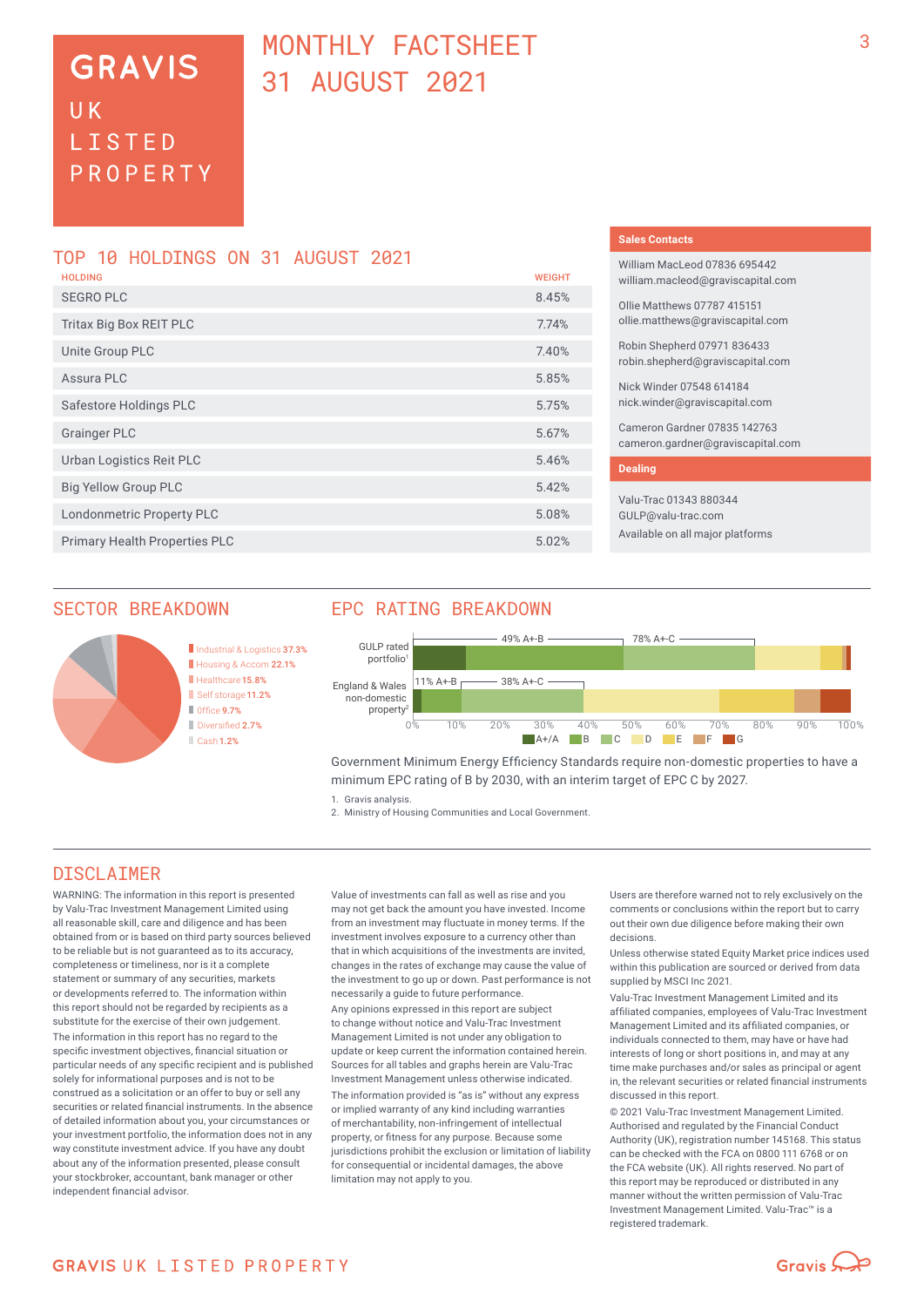# GRAVIS UK LISTED PROPERTY

# MONTHLY FACTSHEET 31 AUGUST 2021

## TOP 10 HOLDINGS ON 31 AUGUST 2021

| HOLDING | WEIGHT |
|---|---|
| SEGRO PLC | 8.45% |
| Tritax Big Box REIT PLC | 7.74% |
| Unite Group PLC | 7.40% |
| Assura PLC | 5.85% |
| Safestore Holdings PLC | 5.75% |
| Grainger PLC | 5.67% |
| Urban Logistics Reit PLC | 5.46% |
| Big Yellow Group PLC | 5.42% |
| Londonmetric Property PLC | 5.08% |
| Primary Health Properties PLC | 5.02% |

### Sales Contacts

William MacLeod 07836 695442
william.macleod@graviscapital.com

Ollie Matthews 07787 415151
ollie.matthews@graviscapital.com

Robin Shepherd 07971 836433
robin.shepherd@graviscapital.com

Nick Winder 07548 614184
nick.winder@graviscapital.com

Cameron Gardner 07835 142763
cameron.gardner@graviscapital.com

### Dealing

Valu-Trac 01343 880344
GULP@valu-trac.com
Available on all major platforms

## SECTOR BREAKDOWN

Industrial & Logistics 37.3%
Housing & Accom 22.1%
Healthcare 15.8%
Self storage 11.2%
Office 9.7%
Diversified 2.7%
Cash 1.2%

## EPC RATING BREAKDOWN

GULP rated portfolio[1]
49% A+-B
78% A+-C

England & Wales non-domestic property[2]
11% A+-B
38% A+-C

0% 10% 20% 30% 40% 50% 60% 70% 80% 90% 100%

A+/A B C D E F G

Government Minimum Energy Efficiency Standards require non-domestic properties to have a minimum EPC rating of B by 2030, with an interim target of EPC C by 2027.

1. Gravis analysis.
2. Ministry of Housing Communities and Local Government.

## DISCLAIMER

WARNING: The information in this report is presented by Valu-Trac Investment Management Limited using all reasonable skill, care and diligence and has been obtained from or is based on third party sources believed to be reliable but is not guaranteed as to its accuracy, completeness or timeliness, nor is it a complete statement or summary of any securities, markets or developments referred to. The information within this report should not be regarded by recipients as a substitute for the exercise of their own judgement.

The information in this report has no regard to the specific investment objectives, financial situation or particular needs of any specific recipient and is published solely for informational purposes and is not to be construed as a solicitation or an offer to buy or sell any securities or related financial instruments. In the absence of detailed information about you, your circumstances or your investment portfolio, the information does not in any way constitute investment advice. If you have any doubt about any of the information presented, please consult your stockbroker, accountant, bank manager or other independent financial advisor.

Value of investments can fall as well as rise and you may not get back the amount you have invested. Income from an investment may fluctuate in money terms. If the investment involves exposure to a currency other than that in which acquisitions of the investments are invited, changes in the rates of exchange may cause the value of the investment to go up or down. Past performance is not necessarily a guide to future performance.

Any opinions expressed in this report are subject to change without notice and Valu-Trac Investment Management Limited is not under any obligation to update or keep current the information contained herein. Sources for all tables and graphs herein are Valu-Trac Investment Management unless otherwise indicated.

The information provided is "as is" without any express or implied warranty of any kind including warranties of merchantability, non-infringement of intellectual property, or fitness for any purpose. Because some jurisdictions prohibit the exclusion or limitation of liability for consequential or incidental damages, the above limitation may not apply to you.

Users are therefore warned not to rely exclusively on the comments or conclusions within the report but to carry out their own due diligence before making their own decisions.

Unless otherwise stated Equity Market price indices used within this publication are sourced or derived from data supplied by MSCI Inc 2021.

Valu-Trac Investment Management Limited and its affiliated companies, employees of Valu-Trac Investment Management Limited and its affiliated companies, or individuals connected to them, may have or have had interests of long or short positions in, and may at any time make purchases and/or sales as principal or agent in, the relevant securities or related financial instruments discussed in this report.

© 2021 Valu-Trac Investment Management Limited. Authorised and regulated by the Financial Conduct Authority (UK), registration number 145168. This status can be checked with the FCA on 0800 111 6768 or on the FCA website (UK). All rights reserved. No part of this report may be reproduced or distributed in any manner without the written permission of Valu-Trac Investment Management Limited. Valu-Trac™ is a registered trademark.